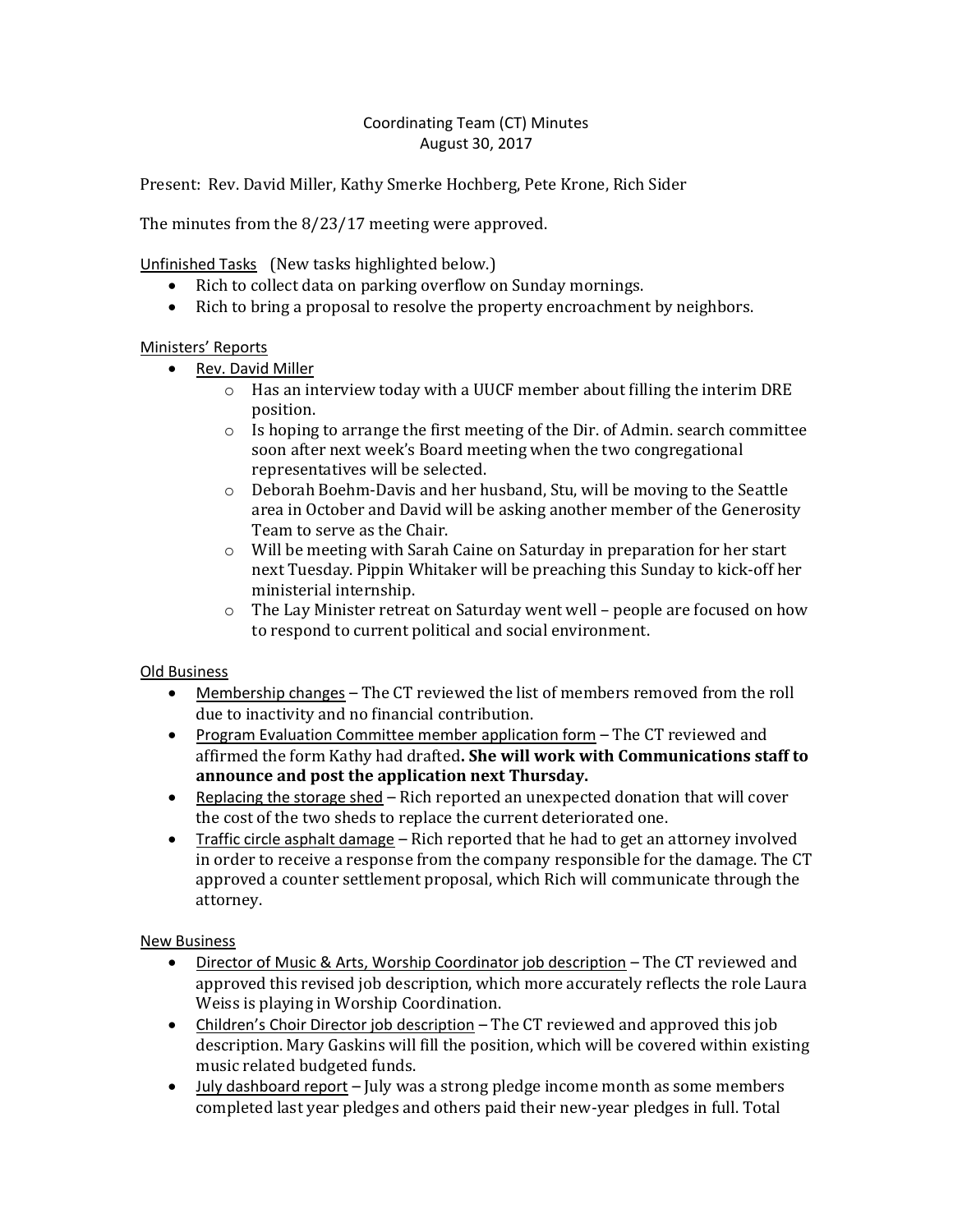# Coordinating Team (CT) Minutes
## August 30, 2017

Present: Rev. David Miller, Kathy Smerke Hochberg, Pete Krone, Rich Sider

The minutes from the 8/23/17 meeting were approved.

<u>Unfinished Tasks</u> (New tasks highlighted below.)

- Rich to collect data on parking overflow on Sunday mornings.
- Rich to bring a proposal to resolve the property encroachment by neighbors.

<u>Ministers' Reports</u>

- <u>Rev. David Miller</u>
  - Has an interview today with a UUCF member about filling the interim DRE position.
  - Is hoping to arrange the first meeting of the Dir. of Admin. search committee soon after next week's Board meeting when the two congregational representatives will be selected.
  - Deborah Boehm-Davis and her husband, Stu, will be moving to the Seattle area in October and David will be asking another member of the Generosity Team to serve as the Chair.
  - Will be meeting with Sarah Caine on Saturday in preparation for her start next Tuesday. Pippin Whitaker will be preaching this Sunday to kick-off her ministerial internship.
  - The Lay Minister retreat on Saturday went well – people are focused on how to respond to current political and social environment.

<u>Old Business</u>

- <u>Membership changes</u> – The CT reviewed the list of members removed from the roll due to inactivity and no financial contribution.
- <u>Program Evaluation Committee member application form</u> – The CT reviewed and affirmed the form Kathy had drafted**. She will work with Communications staff to announce and post the application next Thursday.**
- <u>Replacing the storage shed</u> – Rich reported an unexpected donation that will cover the cost of the two sheds to replace the current deteriorated one.
- <u>Traffic circle asphalt damage</u> – Rich reported that he had to get an attorney involved in order to receive a response from the company responsible for the damage. The CT approved a counter settlement proposal, which Rich will communicate through the attorney.

<u>New Business</u>

- <u>Director of Music & Arts, Worship Coordinator job description</u> – The CT reviewed and approved this revised job description, which more accurately reflects the role Laura Weiss is playing in Worship Coordination.
- <u>Children's Choir Director job description</u> – The CT reviewed and approved this job description. Mary Gaskins will fill the position, which will be covered within existing music related budgeted funds.
- <u>July dashboard report</u> – July was a strong pledge income month as some members completed last year pledges and others paid their new-year pledges in full. Total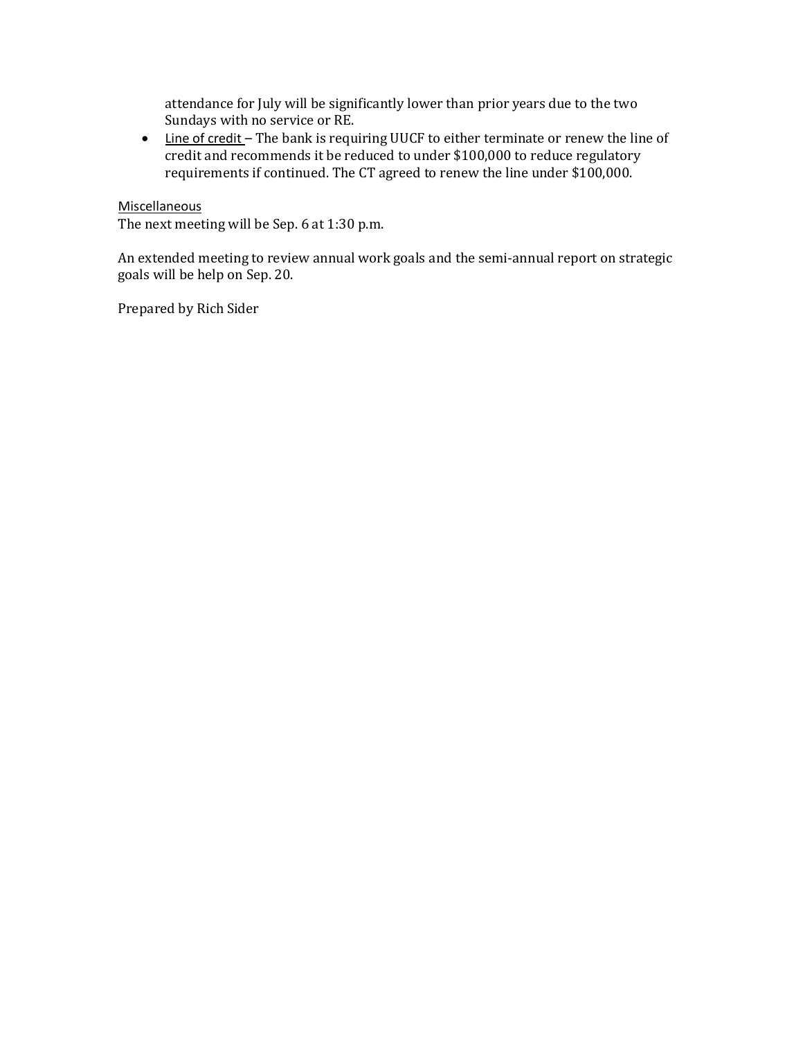attendance for July will be significantly lower than prior years due to the two Sundays with no service or RE.

- <u>Line of credit</u> – The bank is requiring UUCF to either terminate or renew the line of credit and recommends it be reduced to under $100,000 to reduce regulatory requirements if continued. The CT agreed to renew the line under $100,000.

<u>Miscellaneous</u>

The next meeting will be Sep. 6 at 1:30 p.m.

An extended meeting to review annual work goals and the semi-annual report on strategic goals will be help on Sep. 20.

Prepared by Rich Sider